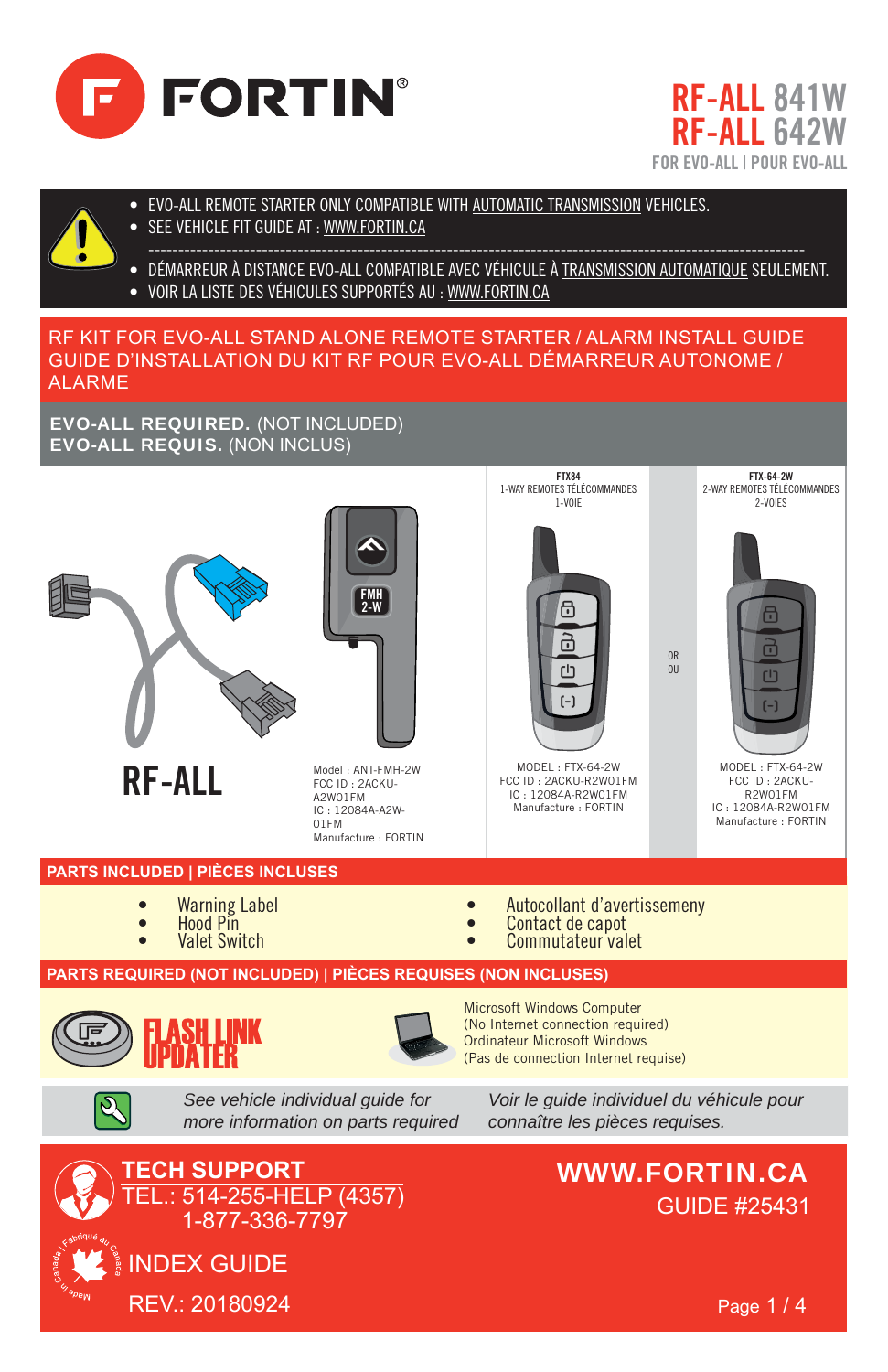# FORTIN

## RF-ALL 841W
## RF-ALL 642W

FOR EVO-ALL | POUR EVO-ALL

- EVO-ALL REMOTE STARTER ONLY COMPATIBLE WITH AUTOMATIC TRANSMISSION VEHICLES.
- SEE VEHICLE FIT GUIDE AT : WWW.FORTIN.CA

---

- DÉMARREUR À DISTANCE EVO-ALL COMPATIBLE AVEC VÉHICULE À TRANSMISSION AUTOMATIQUE SEULEMENT.
- VOIR LA LISTE DES VÉHICULES SUPPORTÉS AU : WWW.FORTIN.CA

## RF KIT FOR EVO-ALL STAND ALONE REMOTE STARTER / ALARM INSTALL GUIDE
## GUIDE D'INSTALLATION DU KIT RF POUR EVO-ALL DÉMARREUR AUTONOME / ALARME

**EVO-ALL REQUIRED.** (NOT INCLUDED)
**EVO-ALL REQUIS.** (NON INCLUS)

**RF-ALL**

FMH 2-W

Model : ANT-FMH-2W
FCC ID : 2ACKU-A2W01FM
IC : 12084A-A2W-01FM
Manufacture : FORTIN

**FTX84**
1-WAY REMOTES TÉLÉCOMMANDES 1-VOIE

MODEL : FTX-64-2W
FCC ID : 2ACKU-R2W01FM
IC : 12084A-R2W01FM
Manufacture : FORTIN

OR
OU

**FTX-64-2W**
2-WAY REMOTES TÉLÉCOMMANDES 2-VOIES

MODEL : FTX-64-2W
FCC ID : 2ACKU-R2W01FM
IC : 12084A-R2W01FM
Manufacture : FORTIN

## PARTS INCLUDED | PIÈCES INCLUSES

- Warning Label
- Hood Pin
- Valet Switch

- Autocollant d'avertissemeny
- Contact de capot
- Commutateur valet

## PARTS REQUIRED (NOT INCLUDED) | PIÈCES REQUISES (NON INCLUSES)

FLASH LINK UPDATER

Microsoft Windows Computer
(No Internet connection required)
Ordinateur Microsoft Windows
(Pas de connection Internet requise)

*See vehicle individual guide for more information on parts required*

*Voir le guide individuel du véhicule pour connaître les pièces requises.*

**TECH SUPPORT**
TEL.: 514-255-HELP (4357)
1-877-336-7797

**WWW.FORTIN.CA**
GUIDE #25431

Made in Canada / Fabriqué au Canada

INDEX GUIDE

REV.: 20180924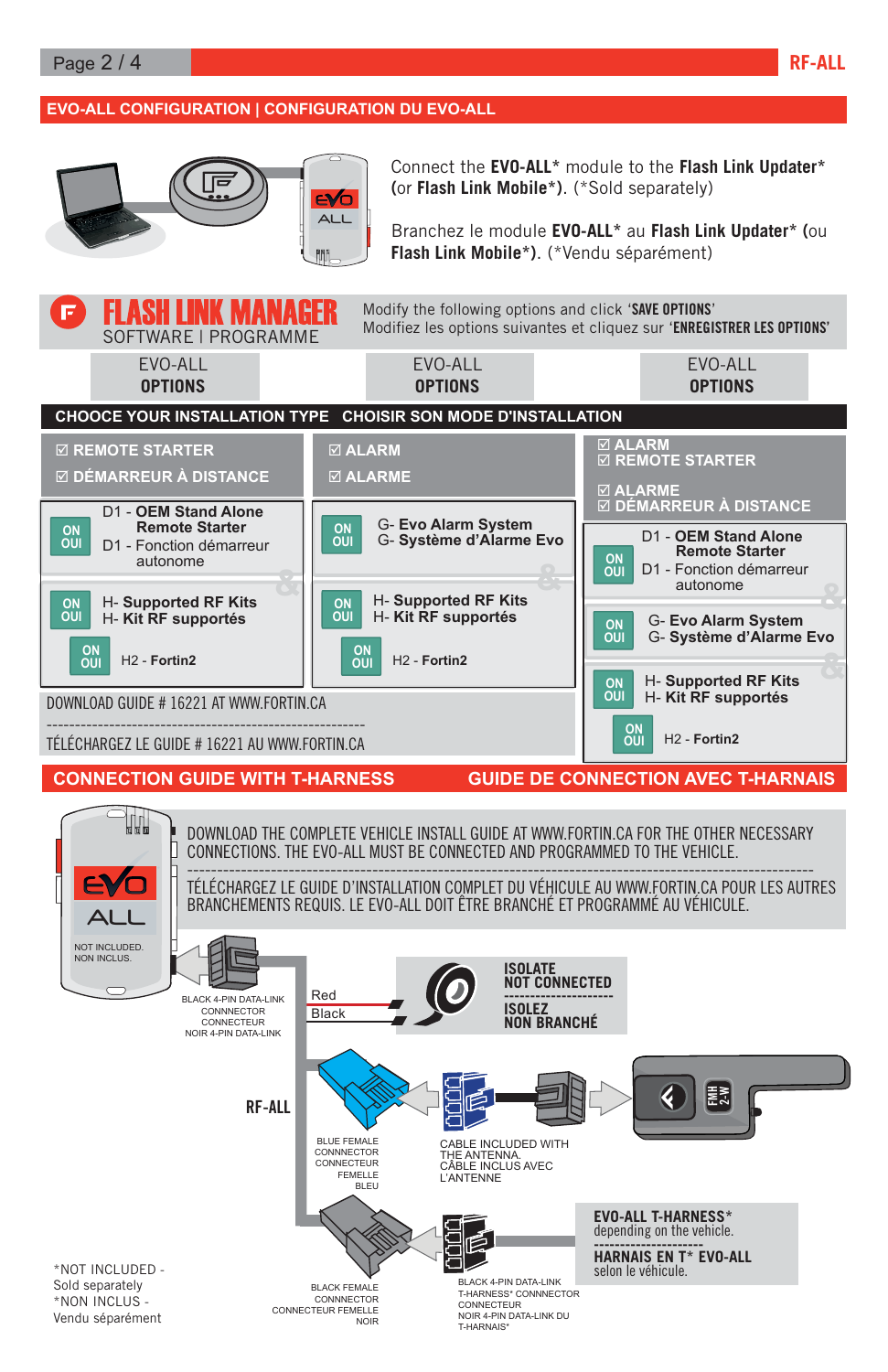## EVO-ALL CONFIGURATION | CONFIGURATION DU EVO-ALL

Connect the **EVO-ALL*** module to the **Flash Link Updater*** (or **Flash Link Mobile***). (*Sold separately)

Branchez le module **EVO-ALL*** au **Flash Link Updater*** (ou **Flash Link Mobile***). (*Vendu séparément)

## FLASH LINK MANAGER
SOFTWARE | PROGRAMME

Modify the following options and click '**SAVE OPTIONS**'
Modifiez les options suivantes et cliquez sur '**ENREGISTRER LES OPTIONS**'

### CHOOCE YOUR INSTALLATION TYPE — CHOISIR SON MODE D'INSTALLATION

| EVO-ALL **OPTIONS** | EVO-ALL **OPTIONS** | EVO-ALL **OPTIONS** |
|---|---|---|
| ☑ REMOTE STARTER<br>☑ DÉMARREUR À DISTANCE | ☑ ALARM<br>☑ ALARME | ☑ ALARM<br>☑ REMOTE STARTER<br>☑ ALARME<br>☑ DÉMARREUR À DISTANCE |
| ON/OUI — D1 - **OEM Stand Alone Remote Starter**<br>D1 - Fonction démarreur autonome | ON/OUI — G- **Evo Alarm System**<br>G- **Système d'Alarme Evo** | ON/OUI — D1 - **OEM Stand Alone Remote Starter**<br>D1 - Fonction démarreur autonome |
| ON/OUI — H- **Supported RF Kits**<br>H- **Kit RF supportés** | ON/OUI — H- **Supported RF Kits**<br>H- **Kit RF supportés** | ON/OUI — G- **Evo Alarm System**<br>G- **Système d'Alarme Evo** |
| ON/OUI — H2 - **Fortin2** | ON/OUI — H2 - **Fortin2** | ON/OUI — H- **Supported RF Kits**<br>H- **Kit RF supportés** |
| | | ON/OUI — H2 - **Fortin2** |

DOWNLOAD GUIDE # 16221 AT WWW.FORTIN.CA

TÉLÉCHARGEZ LE GUIDE # 16221 AU WWW.FORTIN.CA

## CONNECTION GUIDE WITH T-HARNESS — GUIDE DE CONNECTION AVEC T-HARNAIS

DOWNLOAD THE COMPLETE VEHICLE INSTALL GUIDE AT WWW.FORTIN.CA FOR THE OTHER NECESSARY CONNECTIONS. THE EVO-ALL MUST BE CONNECTED AND PROGRAMMED TO THE VEHICLE.

TÉLÉCHARGEZ LE GUIDE D'INSTALLATION COMPLET DU VÉHICULE AU WWW.FORTIN.CA POUR LES AUTRES BRANCHEMENTS REQUIS. LE EVO-ALL DOIT ÊTRE BRANCHÉ ET PROGRAMMÉ AU VÉHICULE.

EVO ALL — NOT INCLUDED. NON INCLUS.

BLACK 4-PIN DATA-LINK CONNECTOR — CONNECTEUR NOIR 4-PIN DATA-LINK

Red / Black — **ISOLATE / NOT CONNECTED** — **ISOLEZ / NON BRANCHÉ**

**RF-ALL**

BLUE FEMALE CONNECTOR — CONNECTEUR FEMELLE BLEU

CABLE INCLUDED WITH THE ANTENNA. CÂBLE INCLUS AVEC L'ANTENNE

BLACK FEMALE CONNECTOR — CONNECTEUR FEMELLE NOIR

BLACK 4-PIN DATA-LINK T-HARNESS* CONNECTOR — CONNECTEUR NOIR 4-PIN DATA-LINK DU T-HARNAIS*

**EVO-ALL T-HARNESS*** depending on the vehicle.
**HARNAIS EN T* EVO-ALL** selon le véhicule.

*NOT INCLUDED - Sold separately
*NON INCLUS - Vendu séparément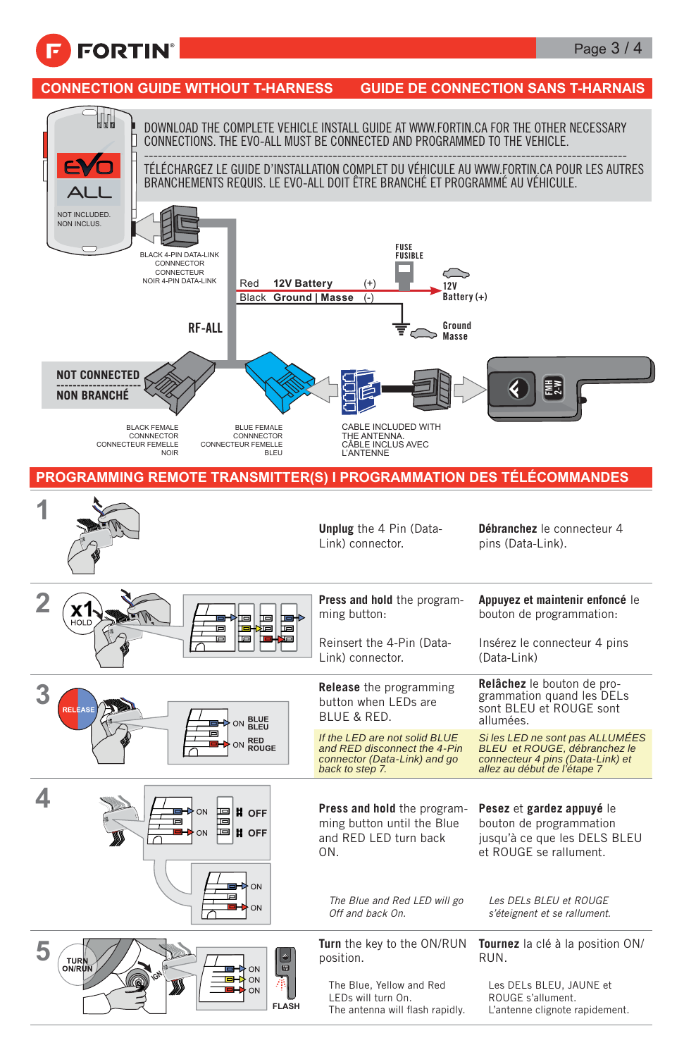## CONNECTION GUIDE WITHOUT T-HARNESS | GUIDE DE CONNECTION SANS T-HARNAIS

EVO ALL

NOT INCLUDED.
NON INCLUS.

DOWNLOAD THE COMPLETE VEHICLE INSTALL GUIDE AT WWW.FORTIN.CA FOR THE OTHER NECESSARY CONNECTIONS. THE EVO-ALL MUST BE CONNECTED AND PROGRAMMED TO THE VEHICLE.

TÉLÉCHARGEZ LE GUIDE D'INSTALLATION COMPLET DU VÉHICULE AU WWW.FORTIN.CA POUR LES AUTRES BRANCHEMENTS REQUIS. LE EVO-ALL DOIT ÊTRE BRANCHÉ ET PROGRAMMÉ AU VÉHICULE.

BLACK 4-PIN DATA-LINK CONNNECTOR
CONNECTEUR NOIR 4-PIN DATA-LINK

FUSE
FUSIBLE

Red **12V Battery** (+)
Black **Ground | Masse** (-)

12V Battery (+)

Ground
Masse

RF-ALL

NOT CONNECTED
NON BRANCHÉ

BLACK FEMALE CONNECTOR
CONNECTEUR FEMELLE NOIR

BLUE FEMALE CONNECTOR
CONNECTEUR FEMELLE BLEU

CABLE INCLUDED WITH THE ANTENNA.
CÂBLE INCLUS AVEC L'ANTENNE

FMH 2-W

## PROGRAMMING REMOTE TRANSMITTER(S) I PROGRAMMATION DES TÉLÉCOMMANDES

**1**

**Unplug** the 4 Pin (Data-Link) connector.

**Débranchez** le connecteur 4 pins (Data-Link).

**2**

x1 HOLD

**Press and hold** the programming button:

Reinsert the 4-Pin (Data-Link) connector.

**Appuyez et maintenir enfoncé** le bouton de programmation:

Insérez le connecteur 4 pins (Data-Link)

**3**

RELEASE

ON BLUE BLEU
ON RED ROUGE

**Release** the programming button when LEDs are BLUE & RED.

*If the LED are not solid BLUE and RED disconnect the 4-Pin connector (Data-Link) and go back to step 7.*

**Relâchez** le bouton de programmation quand les DELs sont BLEU et ROUGE sont allumées.

*Si les LED ne sont pas ALLUMÉES BLEU et ROUGE, débranchez le connecteur 4 pins (Data-Link) et allez au début de l'étape 7*

**4**

ON → OFF
ON → OFF
ON
ON

**Press and hold** the programming button until the Blue and RED LED turn back ON.

*The Blue and Red LED will go Off and back On.*

**Pesez** et **gardez appuyé** le bouton de programmation jusqu'à ce que les DELS BLEU et ROUGE se rallument.

*Les DELs BLEU et ROUGE s'éteignent et se rallument.*

**5**

TURN ON/RUN

IGN

ON
ON
ON

FLASH

**Turn** the key to the ON/RUN position.

The Blue, Yellow and Red LEDs will turn On.
The antenna will flash rapidly.

**Tournez** la clé à la position ON/RUN.

Les DELs BLEU, JAUNE et ROUGE s'allument.
L'antenne clignote rapidement.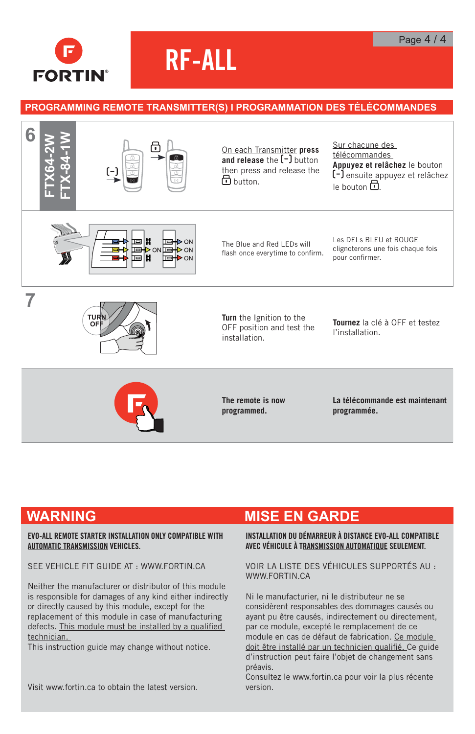# RF-ALL

## PROGRAMMING REMOTE TRANSMITTER(S) I PROGRAMMATION DES TÉLÉCOMMANDES

**6** FTX64-2W FTX-84-1W

(-)

On each Transmitter **press and release** the (-) button then press and release the button.

Sur chacune des télécommandes **Appuyez et relâchez** le bouton (-) ensuite appuyez et relâchez le bouton .

ON ON ON ON

The Blue and Red LEDs will flash once everytime to confirm.

Les DELs BLEU et ROUGE clignoterons une fois chaque fois pour confirmer.

**7**

TURN OFF

**Turn** the Ignition to the OFF position and test the installation.

**Tournez** la clé à OFF et testez l'installation.

**The remote is now programmed.**

**La télécommande est maintenant programmée.**

## WARNING

**EVO-ALL REMOTE STARTER INSTALLATION ONLY COMPATIBLE WITH AUTOMATIC TRANSMISSION VEHICLES.**

SEE VEHICLE FIT GUIDE AT : WWW.FORTIN.CA

Neither the manufacturer or distributor of this module is responsible for damages of any kind either indirectly or directly caused by this module, except for the replacement of this module in case of manufacturing defects. This module must be installed by a qualified technician.
This instruction guide may change without notice.

Visit www.fortin.ca to obtain the latest version.

## MISE EN GARDE

**INSTALLATION DU DÉMARREUR À DISTANCE EVO-ALL COMPATIBLE AVEC VÉHICULE À TRANSMISSION AUTOMATIQUE SEULEMENT.**

VOIR LA LISTE DES VÉHICULES SUPPORTÉS AU : WWW.FORTIN.CA

Ni le manufacturier, ni le distributeur ne se considèrent responsables des dommages causés ou ayant pu être causés, indirectement ou directement, par ce module, excepté le remplacement de ce module en cas de défaut de fabrication. Ce module doit être installé par un technicien qualifié. Ce guide d'instruction peut faire l'objet de changement sans préavis.
Consultez le www.fortin.ca pour voir la plus récente version.